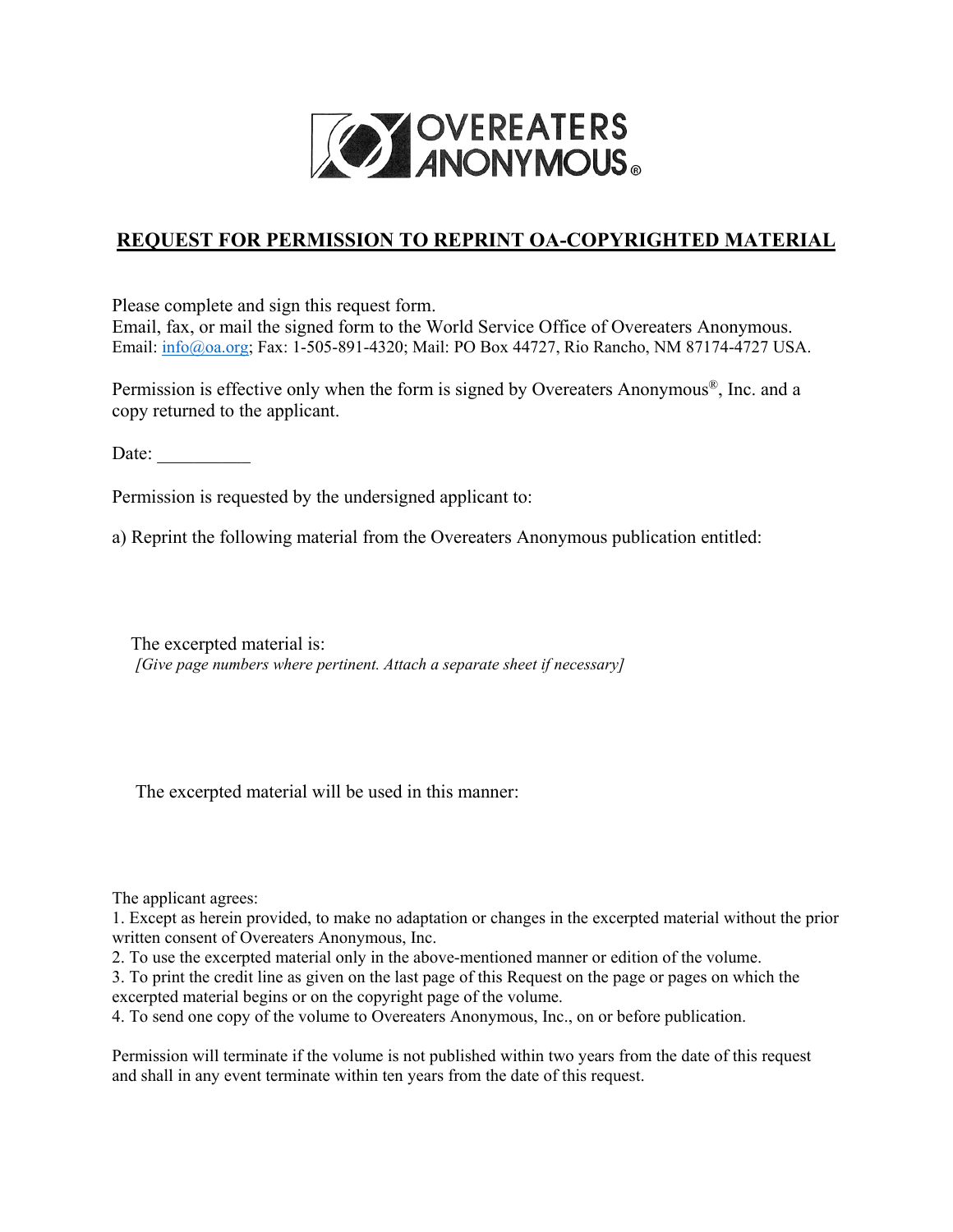OVEREATERS ANONYMOUS®

## REQUEST FOR PERMISSION TO REPRINT OA-COPYRIGHTED MATERIAL

Please complete and sign this request form.
Email, fax, or mail the signed form to the World Service Office of Overeaters Anonymous.
Email: info@oa.org; Fax: 1-505-891-4320; Mail: PO Box 44727, Rio Rancho, NM 87174-4727 USA.

Permission is effective only when the form is signed by Overeaters Anonymous®, Inc. and a copy returned to the applicant.

Date: __________

Permission is requested by the undersigned applicant to:

a) Reprint the following material from the Overeaters Anonymous publication entitled:

The excerpted material is:
*[Give page numbers where pertinent. Attach a separate sheet if necessary]*

The excerpted material will be used in this manner:

The applicant agrees:

1. Except as herein provided, to make no adaptation or changes in the excerpted material without the prior written consent of Overeaters Anonymous, Inc.
2. To use the excerpted material only in the above-mentioned manner or edition of the volume.
3. To print the credit line as given on the last page of this Request on the page or pages on which the excerpted material begins or on the copyright page of the volume.
4. To send one copy of the volume to Overeaters Anonymous, Inc., on or before publication.

Permission will terminate if the volume is not published within two years from the date of this request and shall in any event terminate within ten years from the date of this request.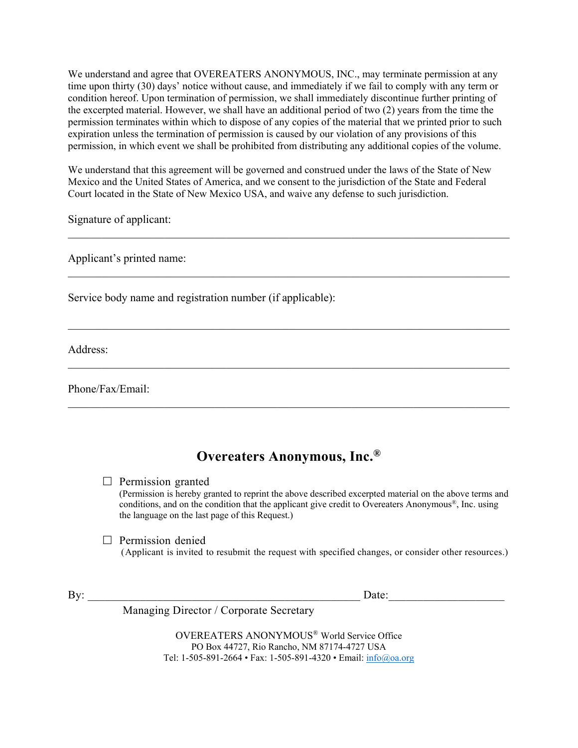We understand and agree that OVEREATERS ANONYMOUS, INC., may terminate permission at any time upon thirty (30) days' notice without cause, and immediately if we fail to comply with any term or condition hereof. Upon termination of permission, we shall immediately discontinue further printing of the excerpted material. However, we shall have an additional period of two (2) years from the time the permission terminates within which to dispose of any copies of the material that we printed prior to such expiration unless the termination of permission is caused by our violation of any provisions of this permission, in which event we shall be prohibited from distributing any additional copies of the volume.

We understand that this agreement will be governed and construed under the laws of the State of New Mexico and the United States of America, and we consent to the jurisdiction of the State and Federal Court located in the State of New Mexico USA, and waive any defense to such jurisdiction.

Signature of applicant:

_______________________________________________________________________________

Applicant's printed name:

_______________________________________________________________________________

Service body name and registration number (if applicable):

_______________________________________________________________________________

Address:

_______________________________________________________________________________

Phone/Fax/Email:

_______________________________________________________________________________

## Overeaters Anonymous, Inc.®

☐ Permission granted
(Permission is hereby granted to reprint the above described excerpted material on the above terms and conditions, and on the condition that the applicant give credit to Overeaters Anonymous®, Inc. using the language on the last page of this Request.)

☐ Permission denied
(Applicant is invited to resubmit the request with specified changes, or consider other resources.)

By: _____________________________________________ Date:___________________

Managing Director / Corporate Secretary

OVEREATERS ANONYMOUS® World Service Office
PO Box 44727, Rio Rancho, NM 87174-4727 USA
Tel: 1-505-891-2664 • Fax: 1-505-891-4320 • Email: info@oa.org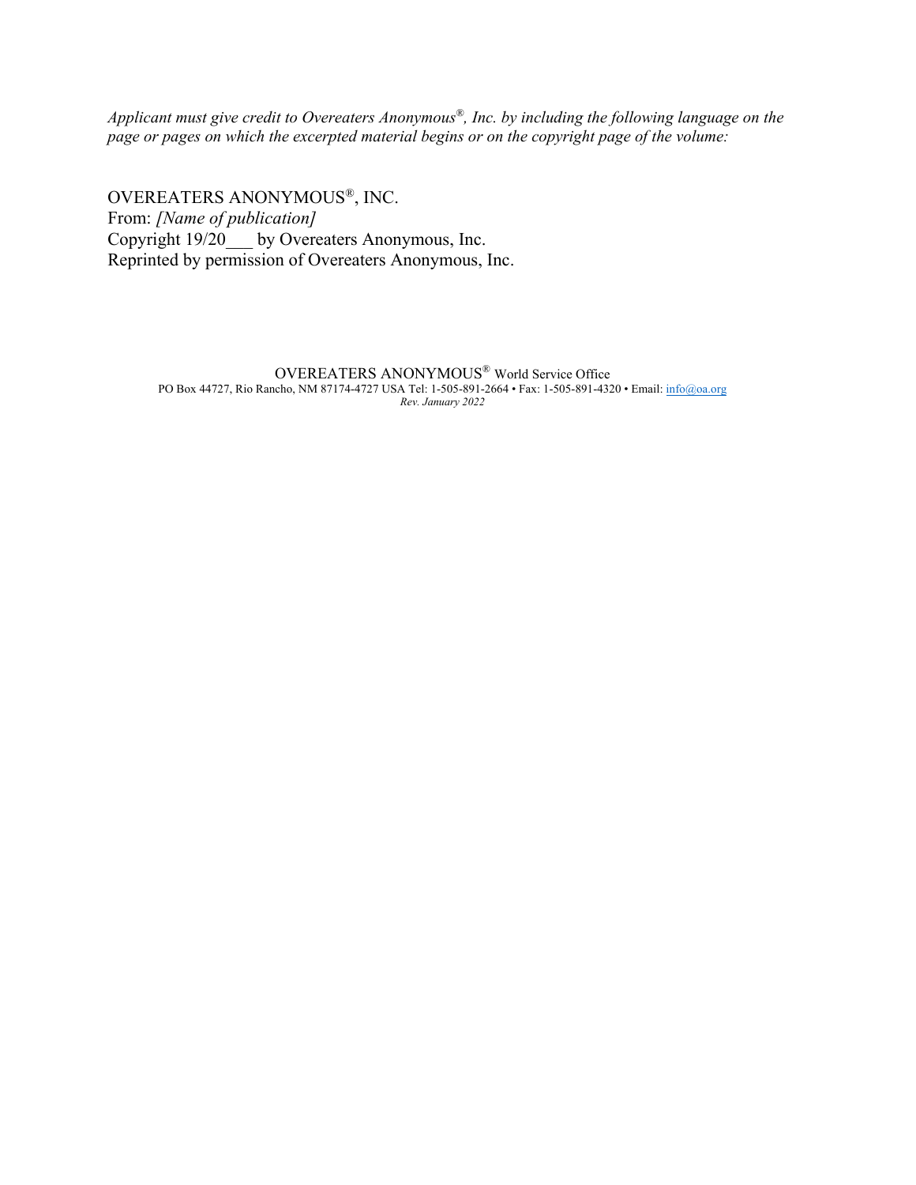*Applicant must give credit to Overeaters Anonymous®, Inc. by including the following language on the page or pages on which the excerpted material begins or on the copyright page of the volume:*

OVEREATERS ANONYMOUS®, INC.
From: *[Name of publication]*
Copyright 19/20___ by Overeaters Anonymous, Inc.
Reprinted by permission of Overeaters Anonymous, Inc.

OVEREATERS ANONYMOUS® World Service Office
PO Box 44727, Rio Rancho, NM 87174-4727 USA Tel: 1-505-891-2664 • Fax: 1-505-891-4320 • Email: info@oa.org
*Rev. January 2022*